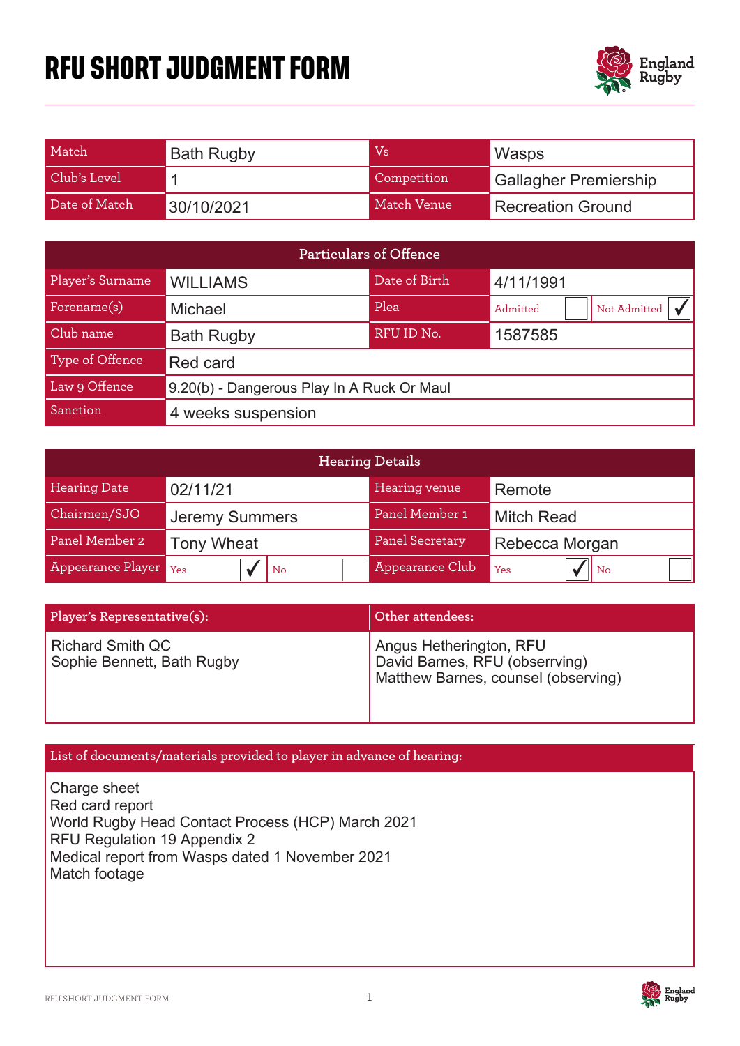# RFU SHORT JUDGMENT FORM

| Match | Bath Rugby | Vs | Wasps |
|---|---|---|---|
| Club's Level | 1 | Competition | Gallagher Premiership |
| Date of Match | 30/10/2021 | Match Venue | Recreation Ground |

| Particulars of Offence | | | |
|---|---|---|---|
| Player's Surname | WILLIAMS | Date of Birth | 4/11/1991 |
| Forename(s) | Michael | Plea | Admitted ☐ Not Admitted ☑ |
| Club name | Bath Rugby | RFU ID No. | 1587585 |
| Type of Offence | Red card | | |
| Law 9 Offence | 9.20(b) - Dangerous Play In A Ruck Or Maul | | |
| Sanction | 4 weeks suspension | | |

| Hearing Details | | | |
|---|---|---|---|
| Hearing Date | 02/11/21 | Hearing venue | Remote |
| Chairmen/SJO | Jeremy Summers | Panel Member 1 | Mitch Read |
| Panel Member 2 | Tony Wheat | Panel Secretary | Rebecca Morgan |
| Appearance Player | Yes ☑ No ☐ | Appearance Club | Yes ☑ No ☐ |

| Player's Representative(s): | Other attendees: |
|---|---|
| Richard Smith QC<br>Sophie Bennett, Bath Rugby | Angus Hetherington, RFU<br>David Barnes, RFU (obserrving)<br>Matthew Barnes, counsel (observing) |

| List of documents/materials provided to player in advance of hearing: |
|---|
| Charge sheet<br>Red card report<br>World Rugby Head Contact Process (HCP) March 2021<br>RFU Regulation 19 Appendix 2<br>Medical report from Wasps dated 1 November 2021<br>Match footage |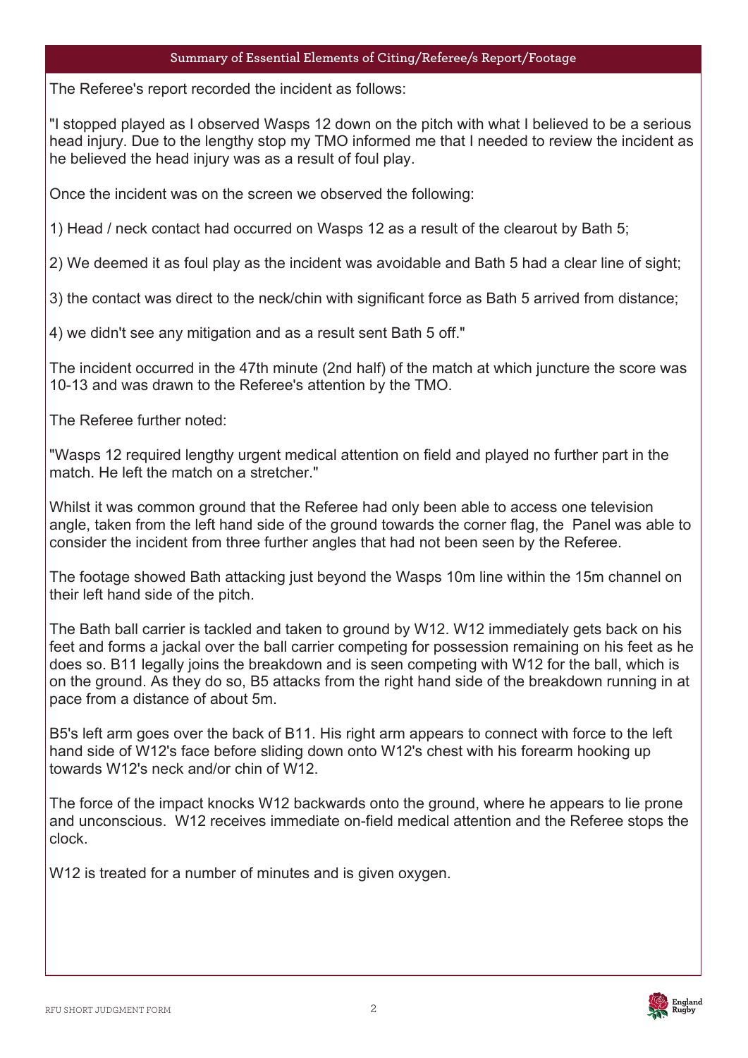## Summary of Essential Elements of Citing/Referee/s Report/Footage

The Referee's report recorded the incident as follows:

"I stopped played as I observed Wasps 12 down on the pitch with what I believed to be a serious head injury. Due to the lengthy stop my TMO informed me that I needed to review the incident as he believed the head injury was as a result of foul play.

Once the incident was on the screen we observed the following:

1) Head / neck contact had occurred on Wasps 12 as a result of the clearout by Bath 5;

2) We deemed it as foul play as the incident was avoidable and Bath 5 had a clear line of sight;

3) the contact was direct to the neck/chin with significant force as Bath 5 arrived from distance;

4) we didn't see any mitigation and as a result sent Bath 5 off."

The incident occurred in the 47th minute (2nd half) of the match at which juncture the score was 10-13 and was drawn to the Referee's attention by the TMO.

The Referee further noted:

"Wasps 12 required lengthy urgent medical attention on field and played no further part in the match. He left the match on a stretcher."

Whilst it was common ground that the Referee had only been able to access one television angle, taken from the left hand side of the ground towards the corner flag, the Panel was able to consider the incident from three further angles that had not been seen by the Referee.

The footage showed Bath attacking just beyond the Wasps 10m line within the 15m channel on their left hand side of the pitch.

The Bath ball carrier is tackled and taken to ground by W12. W12 immediately gets back on his feet and forms a jackal over the ball carrier competing for possession remaining on his feet as he does so. B11 legally joins the breakdown and is seen competing with W12 for the ball, which is on the ground. As they do so, B5 attacks from the right hand side of the breakdown running in at pace from a distance of about 5m.

B5's left arm goes over the back of B11. His right arm appears to connect with force to the left hand side of W12's face before sliding down onto W12's chest with his forearm hooking up towards W12's neck and/or chin of W12.

The force of the impact knocks W12 backwards onto the ground, where he appears to lie prone and unconscious. W12 receives immediate on-field medical attention and the Referee stops the clock.

W12 is treated for a number of minutes and is given oxygen.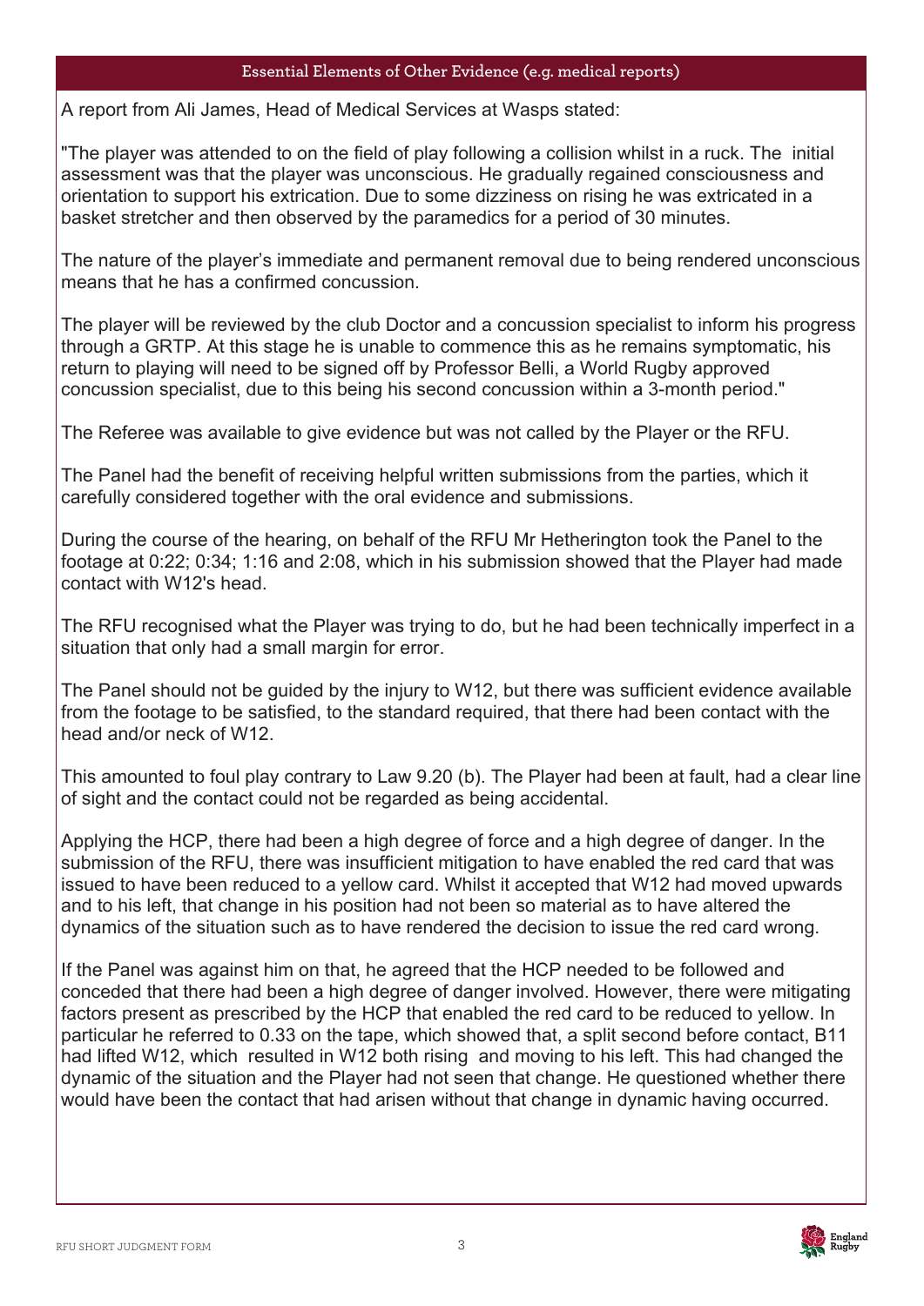## Essential Elements of Other Evidence (e.g. medical reports)

A report from Ali James, Head of Medical Services at Wasps stated:

"The player was attended to on the field of play following a collision whilst in a ruck. The initial assessment was that the player was unconscious. He gradually regained consciousness and orientation to support his extrication. Due to some dizziness on rising he was extricated in a basket stretcher and then observed by the paramedics for a period of 30 minutes.

The nature of the player's immediate and permanent removal due to being rendered unconscious means that he has a confirmed concussion.

The player will be reviewed by the club Doctor and a concussion specialist to inform his progress through a GRTP. At this stage he is unable to commence this as he remains symptomatic, his return to playing will need to be signed off by Professor Belli, a World Rugby approved concussion specialist, due to this being his second concussion within a 3-month period."

The Referee was available to give evidence but was not called by the Player or the RFU.

The Panel had the benefit of receiving helpful written submissions from the parties, which it carefully considered together with the oral evidence and submissions.

During the course of the hearing, on behalf of the RFU Mr Hetherington took the Panel to the footage at 0:22; 0:34; 1:16 and 2:08, which in his submission showed that the Player had made contact with W12's head.

The RFU recognised what the Player was trying to do, but he had been technically imperfect in a situation that only had a small margin for error.

The Panel should not be guided by the injury to W12, but there was sufficient evidence available from the footage to be satisfied, to the standard required, that there had been contact with the head and/or neck of W12.

This amounted to foul play contrary to Law 9.20 (b). The Player had been at fault, had a clear line of sight and the contact could not be regarded as being accidental.

Applying the HCP, there had been a high degree of force and a high degree of danger. In the submission of the RFU, there was insufficient mitigation to have enabled the red card that was issued to have been reduced to a yellow card. Whilst it accepted that W12 had moved upwards and to his left, that change in his position had not been so material as to have altered the dynamics of the situation such as to have rendered the decision to issue the red card wrong.

If the Panel was against him on that, he agreed that the HCP needed to be followed and conceded that there had been a high degree of danger involved. However, there were mitigating factors present as prescribed by the HCP that enabled the red card to be reduced to yellow. In particular he referred to 0.33 on the tape, which showed that, a split second before contact, B11 had lifted W12, which resulted in W12 both rising and moving to his left. This had changed the dynamic of the situation and the Player had not seen that change. He questioned whether there would have been the contact that had arisen without that change in dynamic having occurred.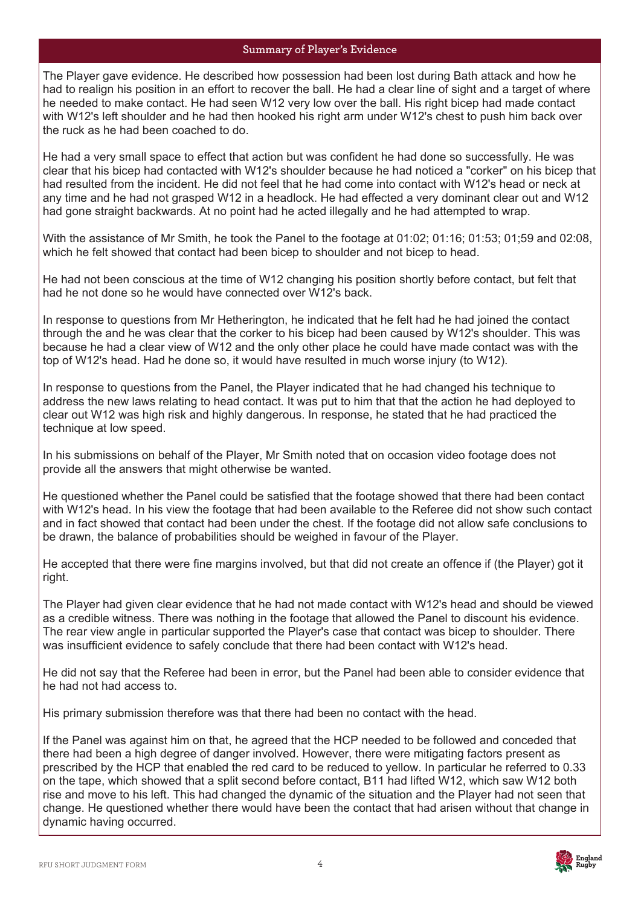## Summary of Player's Evidence

The Player gave evidence. He described how possession had been lost during Bath attack and how he had to realign his position in an effort to recover the ball. He had a clear line of sight and a target of where he needed to make contact. He had seen W12 very low over the ball. His right bicep had made contact with W12's left shoulder and he had then hooked his right arm under W12's chest to push him back over the ruck as he had been coached to do.

He had a very small space to effect that action but was confident he had done so successfully. He was clear that his bicep had contacted with W12's shoulder because he had noticed a "corker" on his bicep that had resulted from the incident. He did not feel that he had come into contact with W12's head or neck at any time and he had not grasped W12 in a headlock. He had effected a very dominant clear out and W12 had gone straight backwards. At no point had he acted illegally and he had attempted to wrap.

With the assistance of Mr Smith, he took the Panel to the footage at 01:02; 01:16; 01:53; 01;59 and 02:08, which he felt showed that contact had been bicep to shoulder and not bicep to head.

He had not been conscious at the time of W12 changing his position shortly before contact, but felt that had he not done so he would have connected over W12's back.

In response to questions from Mr Hetherington, he indicated that he felt had he had joined the contact through the and he was clear that the corker to his bicep had been caused by W12's shoulder. This was because he had a clear view of W12 and the only other place he could have made contact was with the top of W12's head. Had he done so, it would have resulted in much worse injury (to W12).

In response to questions from the Panel, the Player indicated that he had changed his technique to address the new laws relating to head contact. It was put to him that that the action he had deployed to clear out W12 was high risk and highly dangerous. In response, he stated that he had practiced the technique at low speed.

In his submissions on behalf of the Player, Mr Smith noted that on occasion video footage does not provide all the answers that might otherwise be wanted.

He questioned whether the Panel could be satisfied that the footage showed that there had been contact with W12's head. In his view the footage that had been available to the Referee did not show such contact and in fact showed that contact had been under the chest. If the footage did not allow safe conclusions to be drawn, the balance of probabilities should be weighed in favour of the Player.

He accepted that there were fine margins involved, but that did not create an offence if (the Player) got it right.

The Player had given clear evidence that he had not made contact with W12's head and should be viewed as a credible witness. There was nothing in the footage that allowed the Panel to discount his evidence. The rear view angle in particular supported the Player's case that contact was bicep to shoulder. There was insufficient evidence to safely conclude that there had been contact with W12's head.

He did not say that the Referee had been in error, but the Panel had been able to consider evidence that he had not had access to.

His primary submission therefore was that there had been no contact with the head.

If the Panel was against him on that, he agreed that the HCP needed to be followed and conceded that there had been a high degree of danger involved. However, there were mitigating factors present as prescribed by the HCP that enabled the red card to be reduced to yellow. In particular he referred to 0.33 on the tape, which showed that a split second before contact, B11 had lifted W12, which saw W12 both rise and move to his left. This had changed the dynamic of the situation and the Player had not seen that change. He questioned whether there would have been the contact that had arisen without that change in dynamic having occurred.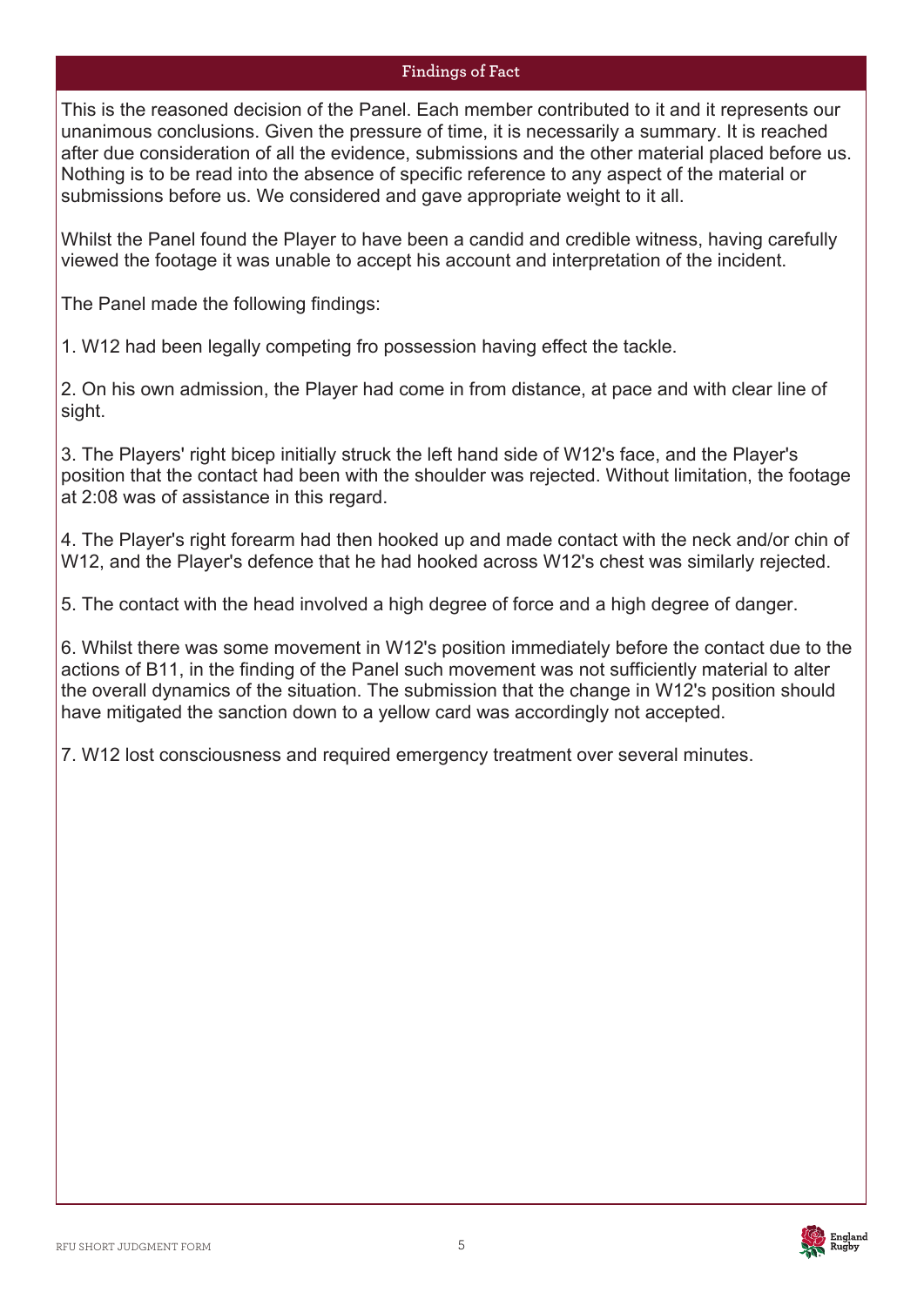## Findings of Fact

This is the reasoned decision of the Panel. Each member contributed to it and it represents our unanimous conclusions. Given the pressure of time, it is necessarily a summary. It is reached after due consideration of all the evidence, submissions and the other material placed before us. Nothing is to be read into the absence of specific reference to any aspect of the material or submissions before us. We considered and gave appropriate weight to it all.

Whilst the Panel found the Player to have been a candid and credible witness, having carefully viewed the footage it was unable to accept his account and interpretation of the incident.

The Panel made the following findings:

1. W12 had been legally competing fro possession having effect the tackle.

2. On his own admission, the Player had come in from distance, at pace and with clear line of sight.

3. The Players' right bicep initially struck the left hand side of W12's face, and the Player's position that the contact had been with the shoulder was rejected. Without limitation, the footage at 2:08 was of assistance in this regard.

4. The Player's right forearm had then hooked up and made contact with the neck and/or chin of W12, and the Player's defence that he had hooked across W12's chest was similarly rejected.

5. The contact with the head involved a high degree of force and a high degree of danger.

6. Whilst there was some movement in W12's position immediately before the contact due to the actions of B11, in the finding of the Panel such movement was not sufficiently material to alter the overall dynamics of the situation. The submission that the change in W12's position should have mitigated the sanction down to a yellow card was accordingly not accepted.

7. W12 lost consciousness and required emergency treatment over several minutes.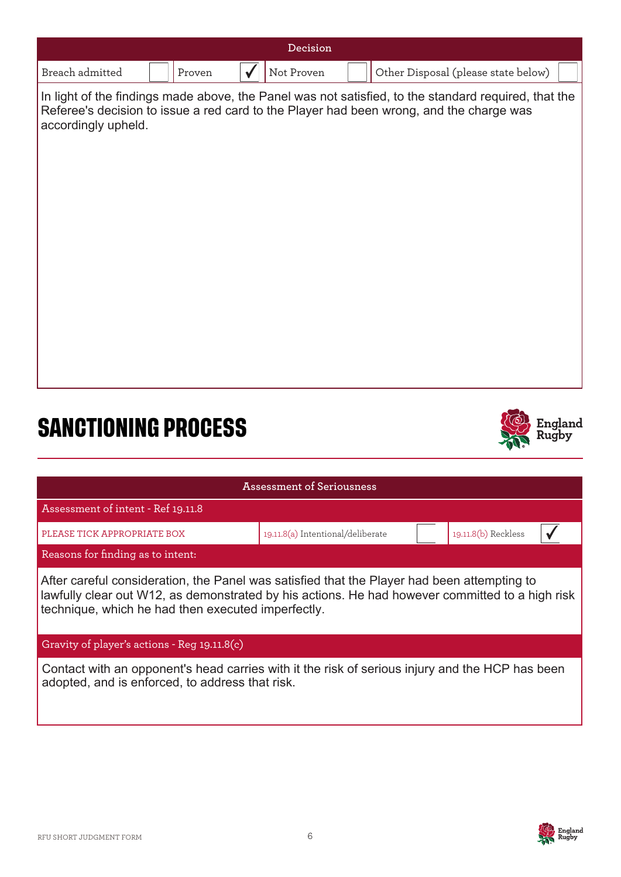| Decision | | | | | | | |
|---|---|---|---|---|---|---|---|
| Breach admitted | | Proven | ✓ | Not Proven | | Other Disposal (please state below) | |

In light of the findings made above, the Panel was not satisfied, to the standard required, that the Referee's decision to issue a red card to the Player had been wrong, and the charge was accordingly upheld.

# SANCTIONING PROCESS

| Assessment of Seriousness | | | | |
|---|---|---|---|---|
| Assessment of intent - Ref 19.11.8 | | | | |
| PLEASE TICK APPROPRIATE BOX | 19.11.8(a) Intentional/deliberate | | 19.11.8(b) Reckless | ✓ |

**Reasons for finding as to intent:**

After careful consideration, the Panel was satisfied that the Player had been attempting to lawfully clear out W12, as demonstrated by his actions. He had however committed to a high risk technique, which he had then executed imperfectly.

**Gravity of player's actions - Reg 19.11.8(c)**

Contact with an opponent's head carries with it the risk of serious injury and the HCP has been adopted, and is enforced, to address that risk.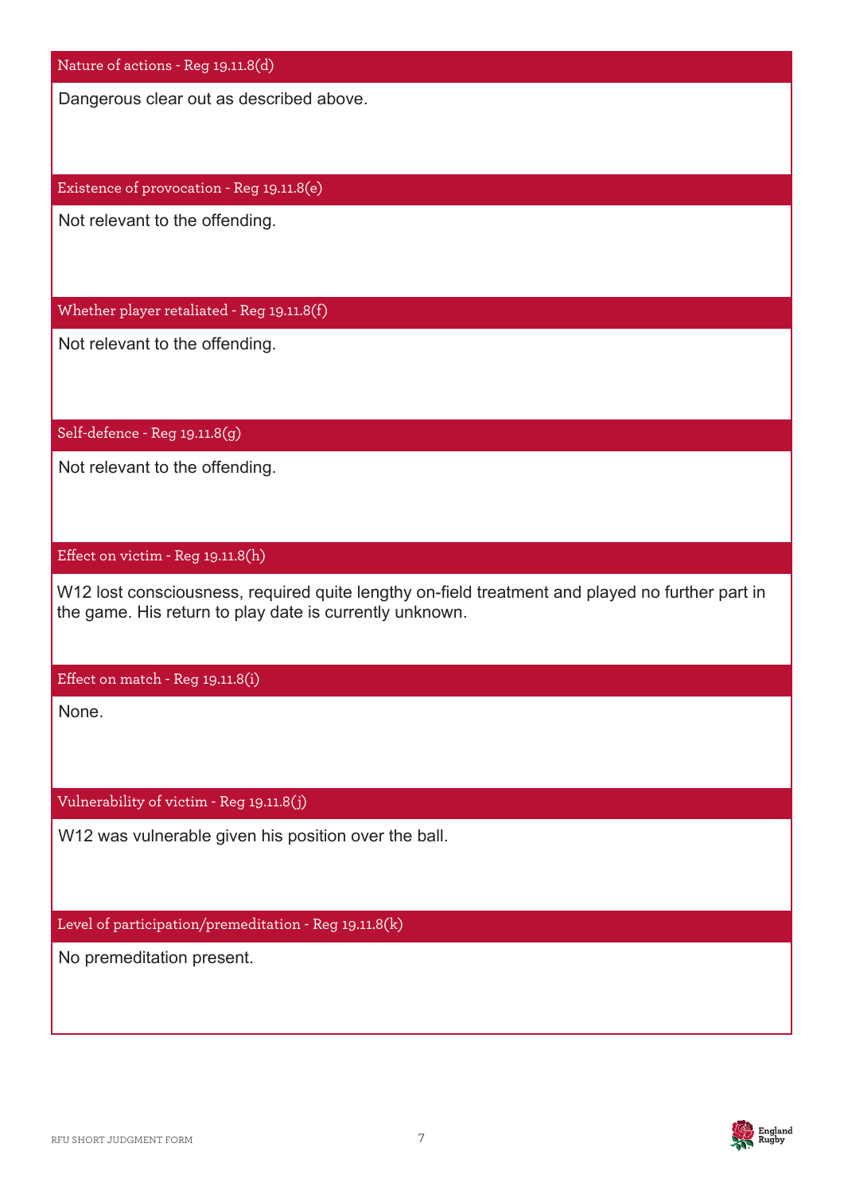### Nature of actions - Reg 19.11.8(d)

Dangerous clear out as described above.

### Existence of provocation - Reg 19.11.8(e)

Not relevant to the offending.

### Whether player retaliated - Reg 19.11.8(f)

Not relevant to the offending.

### Self-defence - Reg 19.11.8(g)

Not relevant to the offending.

### Effect on victim - Reg 19.11.8(h)

W12 lost consciousness, required quite lengthy on-field treatment and played no further part in the game. His return to play date is currently unknown.

### Effect on match - Reg 19.11.8(i)

None.

### Vulnerability of victim - Reg 19.11.8(j)

W12 was vulnerable given his position over the ball.

### Level of participation/premeditation - Reg 19.11.8(k)

No premeditation present.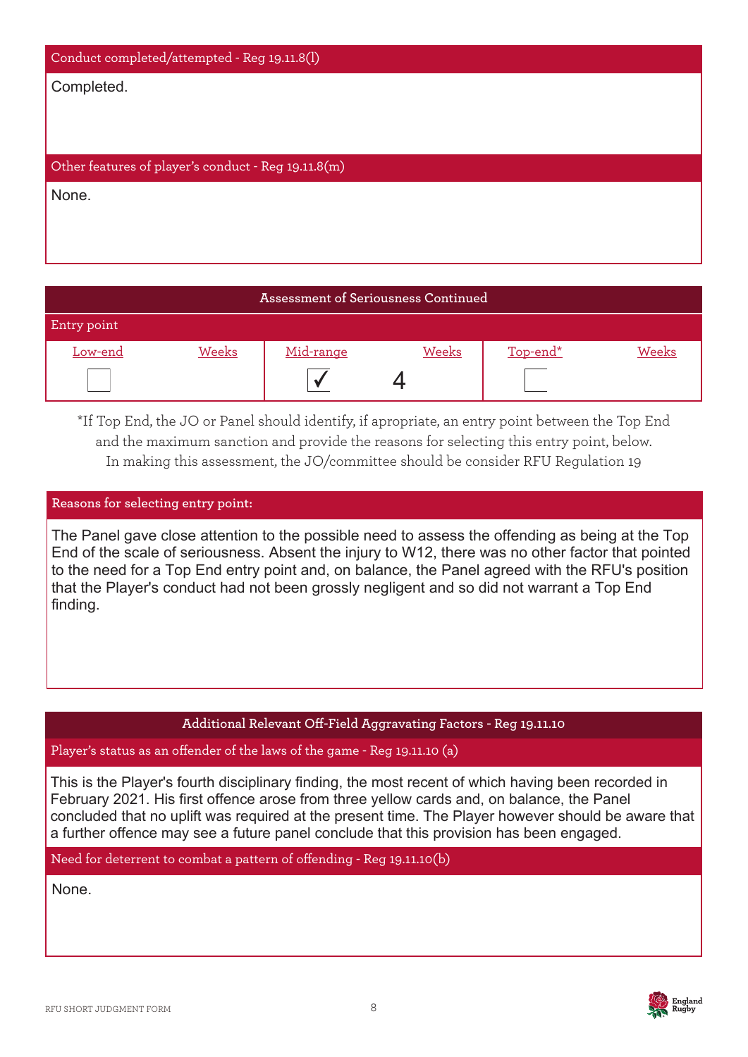### Conduct completed/attempted - Reg 19.11.8(l)

Completed.

### Other features of player's conduct - Reg 19.11.8(m)

None.

## Assessment of Seriousness Continued

### Entry point

| Low-end | Weeks | Mid-range | Weeks | Top-end* | Weeks |
|---|---|---|---|---|---|
| ☐ | | ✓ | 4 | ☐ | |

*If Top End, the JO or Panel should identify, if apropriate, an entry point between the Top End and the maximum sanction and provide the reasons for selecting this entry point, below. In making this assessment, the JO/committee should be consider RFU Regulation 19

### Reasons for selecting entry point:

The Panel gave close attention to the possible need to assess the offending as being at the Top End of the scale of seriousness. Absent the injury to W12, there was no other factor that pointed to the need for a Top End entry point and, on balance, the Panel agreed with the RFU's position that the Player's conduct had not been grossly negligent and so did not warrant a Top End finding.

## Additional Relevant Off-Field Aggravating Factors - Reg 19.11.10

### Player's status as an offender of the laws of the game - Reg 19.11.10 (a)

This is the Player's fourth disciplinary finding, the most recent of which having been recorded in February 2021. His first offence arose from three yellow cards and, on balance, the Panel concluded that no uplift was required at the present time. The Player however should be aware that a further offence may see a future panel conclude that this provision has been engaged.

### Need for deterrent to combat a pattern of offending - Reg 19.11.10(b)

None.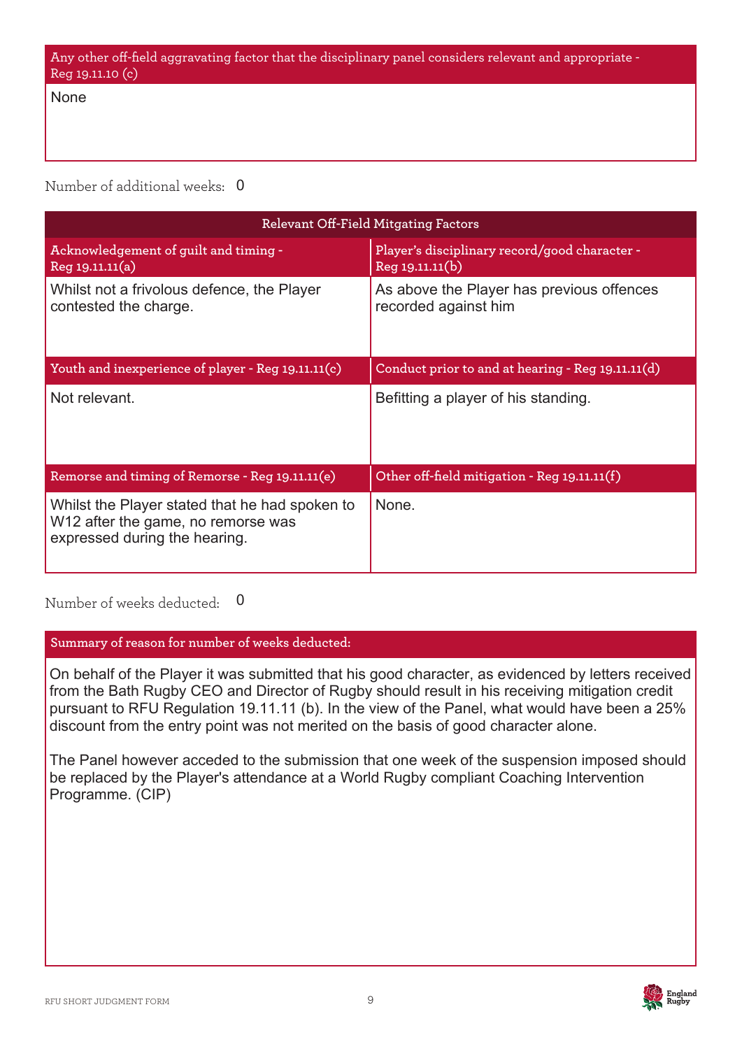| Any other off-field aggravating factor that the disciplinary panel considers relevant and appropriate - Reg 19.11.10 (c) |
|---|
| None |

Number of additional weeks: 0

| Relevant Off-Field Mitgating Factors | |
|---|---|
| **Acknowledgement of guilt and timing - Reg 19.11.11(a)** | **Player's disciplinary record/good character - Reg 19.11.11(b)** |
| Whilst not a frivolous defence, the Player contested the charge. | As above the Player has previous offences recorded against him |
| **Youth and inexperience of player - Reg 19.11.11(c)** | **Conduct prior to and at hearing - Reg 19.11.11(d)** |
| Not relevant. | Befitting a player of his standing. |
| **Remorse and timing of Remorse - Reg 19.11.11(e)** | **Other off-field mitigation - Reg 19.11.11(f)** |
| Whilst the Player stated that he had spoken to W12 after the game, no remorse was expressed during the hearing. | None. |

Number of weeks deducted: 0

**Summary of reason for number of weeks deducted:**

On behalf of the Player it was submitted that his good character, as evidenced by letters received from the Bath Rugby CEO and Director of Rugby should result in his receiving mitigation credit pursuant to RFU Regulation 19.11.11 (b). In the view of the Panel, what would have been a 25% discount from the entry point was not merited on the basis of good character alone.

The Panel however acceded to the submission that one week of the suspension imposed should be replaced by the Player's attendance at a World Rugby compliant Coaching Intervention Programme. (CIP)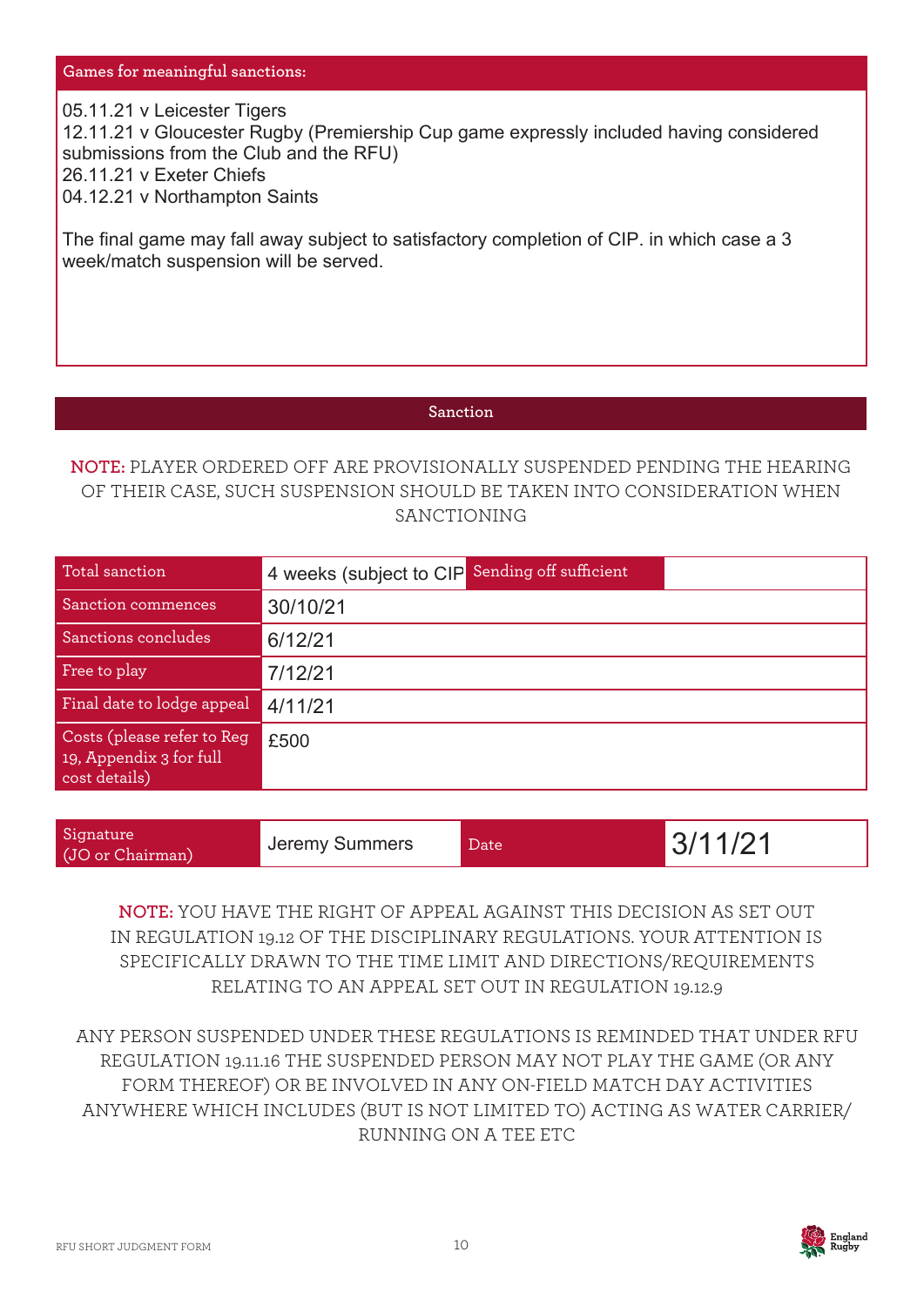**Games for meaningful sanctions:**

05.11.21 v Leicester Tigers
12.11.21 v Gloucester Rugby (Premiership Cup game expressly included having considered submissions from the Club and the RFU)
26.11.21 v Exeter Chiefs
04.12.21 v Northampton Saints

The final game may fall away subject to satisfactory completion of CIP. in which case a 3 week/match suspension will be served.

## Sanction

**NOTE:** PLAYER ORDERED OFF ARE PROVISIONALLY SUSPENDED PENDING THE HEARING OF THEIR CASE, SUCH SUSPENSION SHOULD BE TAKEN INTO CONSIDERATION WHEN SANCTIONING

| | | | |
|---|---|---|---|
| Total sanction | 4 weeks (subject to CIP | Sending off sufficient | |
| Sanction commences | 30/10/21 | | |
| Sanctions concludes | 6/12/21 | | |
| Free to play | 7/12/21 | | |
| Final date to lodge appeal | 4/11/21 | | |
| Costs (please refer to Reg 19, Appendix 3 for full cost details) | £500 | | |

| | | | |
|---|---|---|---|
| Signature (JO or Chairman) | Jeremy Summers | Date | 3/11/21 |

**NOTE:** YOU HAVE THE RIGHT OF APPEAL AGAINST THIS DECISION AS SET OUT IN REGULATION 19.12 OF THE DISCIPLINARY REGULATIONS. YOUR ATTENTION IS SPECIFICALLY DRAWN TO THE TIME LIMIT AND DIRECTIONS/REQUIREMENTS RELATING TO AN APPEAL SET OUT IN REGULATION 19.12.9

ANY PERSON SUSPENDED UNDER THESE REGULATIONS IS REMINDED THAT UNDER RFU REGULATION 19.11.16 THE SUSPENDED PERSON MAY NOT PLAY THE GAME (OR ANY FORM THEREOF) OR BE INVOLVED IN ANY ON-FIELD MATCH DAY ACTIVITIES ANYWHERE WHICH INCLUDES (BUT IS NOT LIMITED TO) ACTING AS WATER CARRIER/ RUNNING ON A TEE ETC